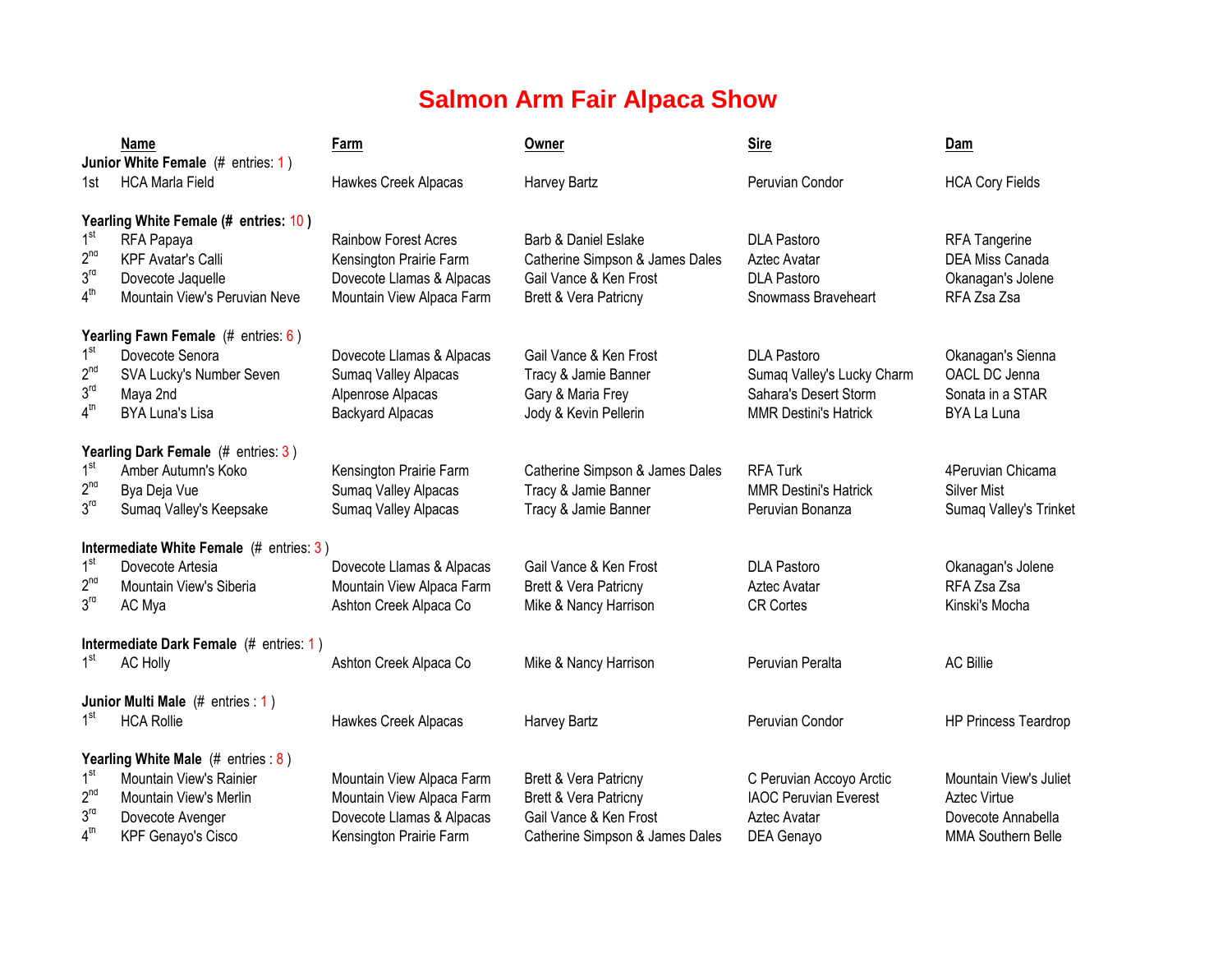# Salmon Arm Fair Alpaca Show

| | Name | Farm | Owner | Sire | Dam |
|---|---|---|---|---|---|
| **Junior White Female** (# entries: 1 ) | | | | | |
| 1st | HCA Marla Field | Hawkes Creek Alpacas | Harvey Bartz | Peruvian Condor | HCA Cory Fields |
| **Yearling White Female (# entries: 10 )** | | | | | |
| 1st | RFA Papaya | Rainbow Forest Acres | Barb & Daniel Eslake | DLA Pastoro | RFA Tangerine |
| 2nd | KPF Avatar's Calli | Kensington Prairie Farm | Catherine Simpson & James Dales | Aztec Avatar | DEA Miss Canada |
| 3rd | Dovecote Jaquelle | Dovecote Llamas & Alpacas | Gail Vance & Ken Frost | DLA Pastoro | Okanagan's Jolene |
| 4th | Mountain View's Peruvian Neve | Mountain View Alpaca Farm | Brett & Vera Patricny | Snowmass Braveheart | RFA Zsa Zsa |
| **Yearling Fawn Female** (# entries: 6 ) | | | | | |
| 1st | Dovecote Senora | Dovecote Llamas & Alpacas | Gail Vance & Ken Frost | DLA Pastoro | Okanagan's Sienna |
| 2nd | SVA Lucky's Number Seven | Sumaq Valley Alpacas | Tracy & Jamie Banner | Sumaq Valley's Lucky Charm | OACL DC Jenna |
| 3rd | Maya 2nd | Alpenrose Alpacas | Gary & Maria Frey | Sahara's Desert Storm | Sonata in a STAR |
| 4th | BYA Luna's Lisa | Backyard Alpacas | Jody & Kevin Pellerin | MMR Destini's Hatrick | BYA La Luna |
| **Yearling Dark Female** (# entries: 3 ) | | | | | |
| 1st | Amber Autumn's Koko | Kensington Prairie Farm | Catherine Simpson & James Dales | RFA Turk | 4Peruvian Chicama |
| 2nd | Bya Deja Vue | Sumaq Valley Alpacas | Tracy & Jamie Banner | MMR Destini's Hatrick | Silver Mist |
| 3rd | Sumaq Valley's Keepsake | Sumaq Valley Alpacas | Tracy & Jamie Banner | Peruvian Bonanza | Sumaq Valley's Trinket |
| **Intermediate White Female** (# entries: 3 ) | | | | | |
| 1st | Dovecote Artesia | Dovecote Llamas & Alpacas | Gail Vance & Ken Frost | DLA Pastoro | Okanagan's Jolene |
| 2nd | Mountain View's Siberia | Mountain View Alpaca Farm | Brett & Vera Patricny | Aztec Avatar | RFA Zsa Zsa |
| 3rd | AC Mya | Ashton Creek Alpaca Co | Mike & Nancy Harrison | CR Cortes | Kinski's Mocha |
| **Intermediate Dark Female** (# entries: 1 ) | | | | | |
| 1st | AC Holly | Ashton Creek Alpaca Co | Mike & Nancy Harrison | Peruvian Peralta | AC Billie |
| **Junior Multi Male** (# entries : 1 ) | | | | | |
| 1st | HCA Rollie | Hawkes Creek Alpacas | Harvey Bartz | Peruvian Condor | HP Princess Teardrop |
| **Yearling White Male** (# entries : 8 ) | | | | | |
| 1st | Mountain View's Rainier | Mountain View Alpaca Farm | Brett & Vera Patricny | C Peruvian Accoyo Arctic | Mountain View's Juliet |
| 2nd | Mountain View's Merlin | Mountain View Alpaca Farm | Brett & Vera Patricny | IAOC Peruvian Everest | Aztec Virtue |
| 3rd | Dovecote Avenger | Dovecote Llamas & Alpacas | Gail Vance & Ken Frost | Aztec Avatar | Dovecote Annabella |
| 4th | KPF Genayo's Cisco | Kensington Prairie Farm | Catherine Simpson & James Dales | DEA Genayo | MMA Southern Belle |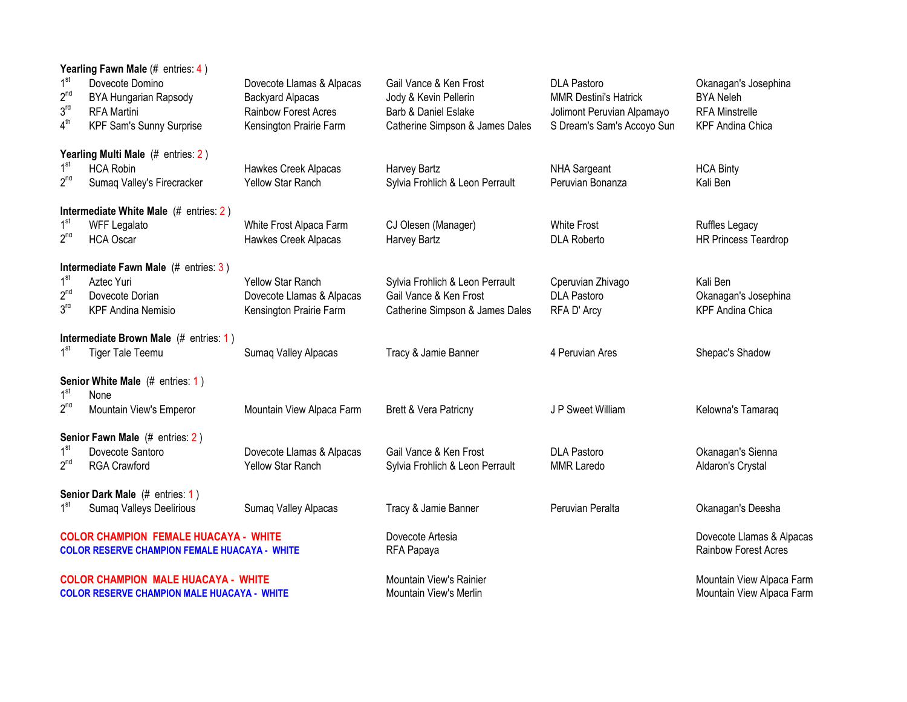**Yearling Fawn Male** (# entries: 4 )

| | | | | | |
|---|---|---|---|---|---|
| 1st | Dovecote Domino | Dovecote Llamas & Alpacas | Gail Vance & Ken Frost | DLA Pastoro | Okanagan's Josephina |
| 2nd | BYA Hungarian Rapsody | Backyard Alpacas | Jody & Kevin Pellerin | MMR Destini's Hatrick | BYA Neleh |
| 3rd | RFA Martini | Rainbow Forest Acres | Barb & Daniel Eslake | Jolimont Peruvian Alpamayo | RFA Minstrelle |
| 4th | KPF Sam's Sunny Surprise | Kensington Prairie Farm | Catherine Simpson & James Dales | S Dream's Sam's Accoyo Sun | KPF Andina Chica |

**Yearling Multi Male** (# entries: 2 )

| | | | | | |
|---|---|---|---|---|---|
| 1st | HCA Robin | Hawkes Creek Alpacas | Harvey Bartz | NHA Sargeant | HCA Binty |
| 2nd | Sumaq Valley's Firecracker | Yellow Star Ranch | Sylvia Frohlich & Leon Perrault | Peruvian Bonanza | Kali Ben |

**Intermediate White Male** (# entries: 2 )

| | | | | | |
|---|---|---|---|---|---|
| 1st | WFF Legalato | White Frost Alpaca Farm | CJ Olesen (Manager) | White Frost | Ruffles Legacy |
| 2nd | HCA Oscar | Hawkes Creek Alpacas | Harvey Bartz | DLA Roberto | HR Princess Teardrop |

**Intermediate Fawn Male** (# entries: 3 )

| | | | | | |
|---|---|---|---|---|---|
| 1st | Aztec Yuri | Yellow Star Ranch | Sylvia Frohlich & Leon Perrault | Cperuvian Zhivago | Kali Ben |
| 2nd | Dovecote Dorian | Dovecote Llamas & Alpacas | Gail Vance & Ken Frost | DLA Pastoro | Okanagan's Josephina |
| 3rd | KPF Andina Nemisio | Kensington Prairie Farm | Catherine Simpson & James Dales | RFA D' Arcy | KPF Andina Chica |

**Intermediate Brown Male** (# entries: 1 )

| | | | | | |
|---|---|---|---|---|---|
| 1st | Tiger Tale Teemu | Sumaq Valley Alpacas | Tracy & Jamie Banner | 4 Peruvian Ares | Shepac's Shadow |

**Senior White Male** (# entries: 1 )

| | | | | | |
|---|---|---|---|---|---|
| 1st | None | | | | |
| 2nd | Mountain View's Emperor | Mountain View Alpaca Farm | Brett & Vera Patricny | J P Sweet William | Kelowna's Tamaraq |

**Senior Fawn Male** (# entries: 2 )

| | | | | | |
|---|---|---|---|---|---|
| 1st | Dovecote Santoro | Dovecote Llamas & Alpacas | Gail Vance & Ken Frost | DLA Pastoro | Okanagan's Sienna |
| 2nd | RGA Crawford | Yellow Star Ranch | Sylvia Frohlich & Leon Perrault | MMR Laredo | Aldaron's Crystal |

**Senior Dark Male** (# entries: 1 )

| | | | | | |
|---|---|---|---|---|---|
| 1st | Sumaq Valleys Deelirious | Sumaq Valley Alpacas | Tracy & Jamie Banner | Peruvian Peralta | Okanagan's Deesha |

| | | |
|---|---|---|
| **COLOR CHAMPION FEMALE HUACAYA - WHITE** | Dovecote Artesia | Dovecote Llamas & Alpacas |
| **COLOR RESERVE CHAMPION FEMALE HUACAYA - WHITE** | RFA Papaya | Rainbow Forest Acres |
| **COLOR CHAMPION MALE HUACAYA - WHITE** | Mountain View's Rainier | Mountain View Alpaca Farm |
| **COLOR RESERVE CHAMPION MALE HUACAYA - WHITE** | Mountain View's Merlin | Mountain View Alpaca Farm |